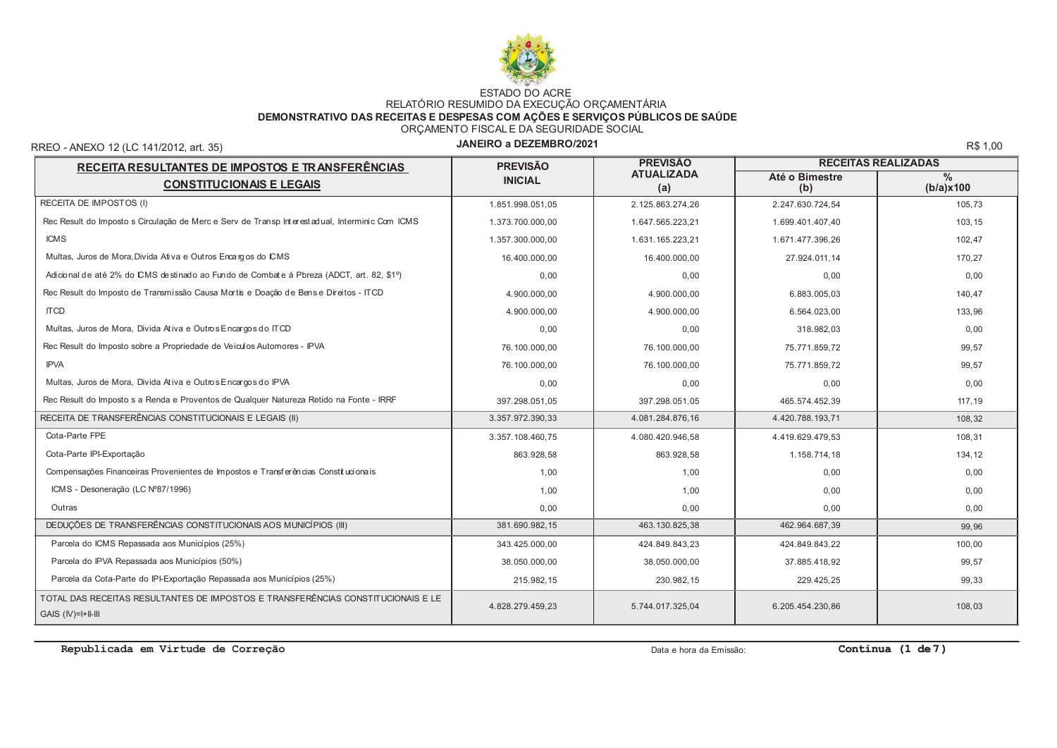ESTADO DO ACRE

RELATÓRIO RESUMIDO DA EXECUÇÃO ORÇAMENTÁRIA

**DEMONSTRATIVO DAS RECEITAS E DESPESAS COM AÇÕES E SERVIÇOS PÚBLICOS DE SAÚDE**

ORÇAMENTO FISCAL E DA SEGURIDADE SOCIAL

RREO - ANEXO 12 (LC 141/2012, art. 35)

**JANEIRO a DEZEMBRO/2021**

R$ 1,00

| RECEITA RESULTANTES DE IMPOSTOS E TRANSFERÊNCIAS CONSTITUCIONAIS E LEGAIS | PREVISÃO INICIAL | PREVISÃO ATUALIZADA (a) | RECEITAS REALIZADAS | |
|---|---|---|---|---|
| | | | Até o Bimestre (b) | % (b/a)x100 |
| RECEITA DE IMPOSTOS (I) | 1.851.998.051,05 | 2.125.863.274,26 | 2.247.630.724,54 | 105,73 |
| Rec Result do Imposto s Circulação de Merc e Serv de Transp Interestadual, Interminic Com ICMS | 1.373.700.000,00 | 1.647.565.223,21 | 1.699.401.407,40 | 103,15 |
| ICMS | 1.357.300.000,00 | 1.631.165.223,21 | 1.671.477.396,26 | 102,47 |
| Multas, Juros de Mora,Divida Ativa e Outros Encargos do ICMS | 16.400.000,00 | 16.400.000,00 | 27.924.011,14 | 170,27 |
| Adicional de até 2% do ICMS destinado ao Fundo de Combate á Pbreza (ADCT, art. 82, $1º) | 0,00 | 0,00 | 0,00 | 0,00 |
| Rec Result do Imposto de Transmissão Causa Mortis e Doação de Bens e Direitos - ITCD | 4.900.000,00 | 4.900.000,00 | 6.883.005,03 | 140,47 |
| ITCD | 4.900.000,00 | 4.900.000,00 | 6.564.023,00 | 133,96 |
| Multas, Juros de Mora, Divida Ativa e Outros Encargos do ITCD | 0,00 | 0,00 | 318.982,03 | 0,00 |
| Rec Result do Imposto sobre a Propriedade de Veiculos Automores - IPVA | 76.100.000,00 | 76.100.000,00 | 75.771.859,72 | 99,57 |
| IPVA | 76.100.000,00 | 76.100.000,00 | 75.771.859,72 | 99,57 |
| Multas, Juros de Mora, Divida Ativa e Outros Encargos do IPVA | 0,00 | 0,00 | 0,00 | 0,00 |
| Rec Result do Imposto s a Renda e Proventos de Qualquer Natureza Retido na Fonte - IRRF | 397.298.051,05 | 397.298.051,05 | 465.574.452,39 | 117,19 |
| RECEITA DE TRANSFERÊNCIAS CONSTITUCIONAIS E LEGAIS (II) | 3.357.972.390,33 | 4.081.284.876,16 | 4.420.788.193,71 | 108,32 |
| Cota-Parte FPE | 3.357.108.460,75 | 4.080.420.946,58 | 4.419.629.479,53 | 108,31 |
| Cota-Parte IPI-Exportação | 863.928,58 | 863.928,58 | 1.158.714,18 | 134,12 |
| Compensações Financeiras Provenientes de Impostos e Transferências Constitucionais | 1,00 | 1,00 | 0,00 | 0,00 |
| ICMS - Desoneração (LC Nº87/1996) | 1,00 | 1,00 | 0,00 | 0,00 |
| Outras | 0,00 | 0,00 | 0,00 | 0,00 |
| DEDUÇÕES DE TRANSFERÊNCIAS CONSTITUCIONAIS AOS MUNICÍPIOS (III) | 381.690.982,15 | 463.130.825,38 | 462.964.687,39 | 99,96 |
| Parcela do ICMS Repassada aos Municípios (25%) | 343.425.000,00 | 424.849.843,23 | 424.849.843,22 | 100,00 |
| Parcela do IPVA Repassada aos Municípios (50%) | 38.050.000,00 | 38.050.000,00 | 37.885.418,92 | 99,57 |
| Parcela da Cota-Parte do IPI-Exportação Repassada aos Municípios (25%) | 215.982,15 | 230.982,15 | 229.425,25 | 99,33 |
| TOTAL DAS RECEITAS RESULTANTES DE IMPOSTOS E TRANSFERÊNCIAS CONSTITUCIONAIS E LEGAIS (IV)=I+II-III | 4.828.279.459,23 | 5.744.017.325,04 | 6.205.454.230,86 | 108,03 |

**Republicada em Virtude de Correção**

Data e hora da Emissão:

**Continua (1 de 7)**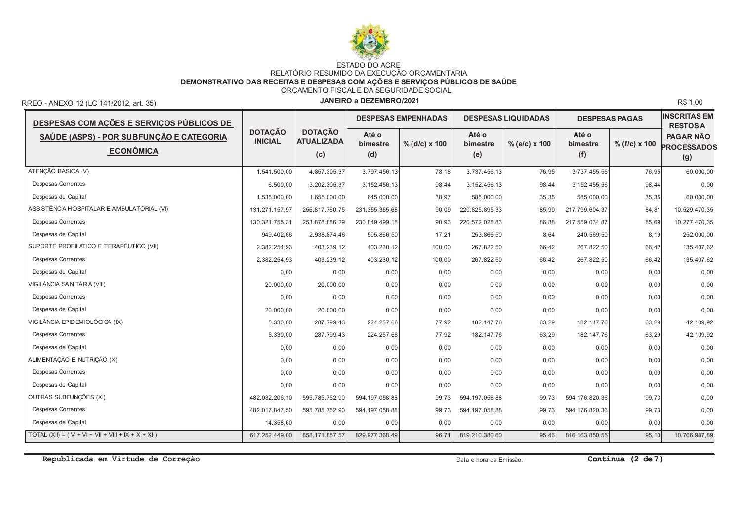ESTADO DO ACRE

RELATÓRIO RESUMIDO DA EXECUÇÃO ORÇAMENTÁRIA

**DEMONSTRATIVO DAS RECEITAS E DESPESAS COM AÇÕES E SERVIÇOS PÚBLICOS DE SAÚDE**

ORÇAMENTO FISCAL E DA SEGURIDADE SOCIAL

**JANEIRO a DEZEMBRO/2021**

RREO - ANEXO 12 (LC 141/2012, art. 35) R$ 1,00

| DESPESAS COM AÇÕES E SERVIÇOS PÚBLICOS DE SAÚDE (ASPS) - POR SUBFUNÇÃO E CATEGORIA ECONÔMICA | DOTAÇÃO INICIAL | DOTAÇÃO ATUALIZADA (c) | DESPESAS EMPENHADAS | | DESPESAS LIQUIDADAS | | DESPESAS PAGAS | | INSCRITAS EM RESTOS A PAGAR NÃO PROCESSADOS (g) |
|---|---|---|---|---|---|---|---|---|---|
| | | | Até o bimestre (d) | % (d/c) x 100 | Até o bimestre (e) | % (e/c) x 100 | Até o bimestre (f) | % (f/c) x 100 | |
| ATENÇÃO BASICA (V) | 1.541.500,00 | 4.857.305,37 | 3.797.456,13 | 78,18 | 3.737.456,13 | 76,95 | 3.737.455,56 | 76,95 | 60.000,00 |
| Despesas Correntes | 6.500,00 | 3.202.305,37 | 3.152.456,13 | 98,44 | 3.152.456,13 | 98,44 | 3.152.455,56 | 98,44 | 0,00 |
| Despesas de Capital | 1.535.000,00 | 1.655.000,00 | 645.000,00 | 38,97 | 585.000,00 | 35,35 | 585.000,00 | 35,35 | 60.000,00 |
| ASSISTÊNCIA HOSPITALAR E AMBULATORIAL (VI) | 131.271.157,97 | 256.817.760,75 | 231.355.365,68 | 90,09 | 220.825.895,33 | 85,99 | 217.799.604,37 | 84,81 | 10.529.470,35 |
| Despesas Correntes | 130.321.755,31 | 253.878.886,29 | 230.849.499,18 | 90,93 | 220.572.028,83 | 86,88 | 217.559.034,87 | 85,69 | 10.277.470,35 |
| Despesas de Capital | 949.402,66 | 2.938.874,46 | 505.866,50 | 17,21 | 253.866,50 | 8,64 | 240.569,50 | 8,19 | 252.000,00 |
| SUPORTE PROFILATICO E TERAPÊUTICO (VII) | 2.382.254,93 | 403.239,12 | 403.230,12 | 100,00 | 267.822,50 | 66,42 | 267.822,50 | 66,42 | 135.407,62 |
| Despesas Correntes | 2.382.254,93 | 403.239,12 | 403.230,12 | 100,00 | 267.822,50 | 66,42 | 267.822,50 | 66,42 | 135.407,62 |
| Despesas de Capital | 0,00 | 0,00 | 0,00 | 0,00 | 0,00 | 0,00 | 0,00 | 0,00 | 0,00 |
| VIGILÂNCIA SANITÁRIA (VIII) | 20.000,00 | 20.000,00 | 0,00 | 0,00 | 0,00 | 0,00 | 0,00 | 0,00 | 0,00 |
| Despesas Correntes | 0,00 | 0,00 | 0,00 | 0,00 | 0,00 | 0,00 | 0,00 | 0,00 | 0,00 |
| Despesas de Capital | 20.000,00 | 20.000,00 | 0,00 | 0,00 | 0,00 | 0,00 | 0,00 | 0,00 | 0,00 |
| VIGILÂNCIA EPIDEMIOLÓGICA (IX) | 5.330,00 | 287.799,43 | 224.257,68 | 77,92 | 182.147,76 | 63,29 | 182.147,76 | 63,29 | 42.109,92 |
| Despesas Correntes | 5.330,00 | 287.799,43 | 224.257,68 | 77,92 | 182.147,76 | 63,29 | 182.147,76 | 63,29 | 42.109,92 |
| Despesas de Capital | 0,00 | 0,00 | 0,00 | 0,00 | 0,00 | 0,00 | 0,00 | 0,00 | 0,00 |
| ALIMENTAÇÃO E NUTRIÇÃO (X) | 0,00 | 0,00 | 0,00 | 0,00 | 0,00 | 0,00 | 0,00 | 0,00 | 0,00 |
| Despesas Correntes | 0,00 | 0,00 | 0,00 | 0,00 | 0,00 | 0,00 | 0,00 | 0,00 | 0,00 |
| Despesas de Capital | 0,00 | 0,00 | 0,00 | 0,00 | 0,00 | 0,00 | 0,00 | 0,00 | 0,00 |
| OUTRAS SUBFUNÇÕES (XI) | 482.032.206,10 | 595.785.752,90 | 594.197.058,88 | 99,73 | 594.197.058,88 | 99,73 | 594.176.820,36 | 99,73 | 0,00 |
| Despesas Correntes | 482.017.847,50 | 595.785.752,90 | 594.197.058,88 | 99,73 | 594.197.058,88 | 99,73 | 594.176.820,36 | 99,73 | 0,00 |
| Despesas de Capital | 14.358,60 | 0,00 | 0,00 | 0,00 | 0,00 | 0,00 | 0,00 | 0,00 | 0,00 |
| TOTAL (XII) = ( V + VI + VII + VIII + IX + X + XI ) | 617.252.449,00 | 858.171.857,57 | 829.977.368,49 | 96,71 | 819.210.380,60 | 95,46 | 816.163.850,55 | 95,10 | 10.766.987,89 |

**Republicada em Virtude de Correção**

Data e hora da Emissão:

**Continua (2 de 7)**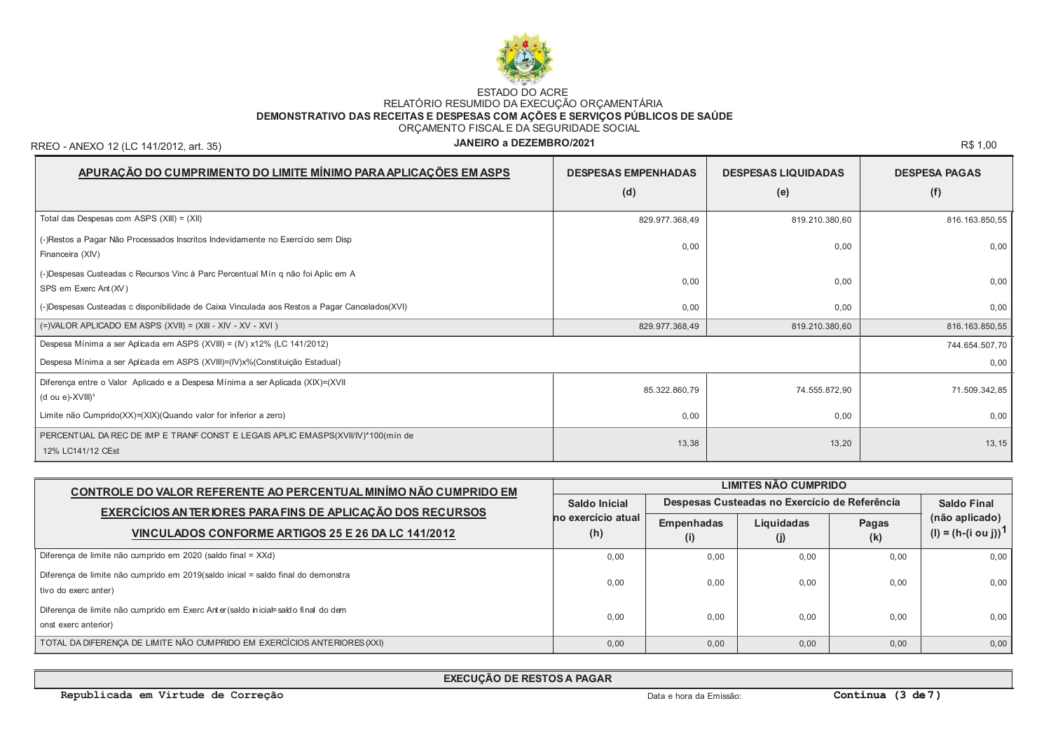ESTADO DO ACRE

RELATÓRIO RESUMIDO DA EXECUÇÃO ORÇAMENTÁRIA

**DEMONSTRATIVO DAS RECEITAS E DESPESAS COM AÇÕES E SERVIÇOS PÚBLICOS DE SAÚDE**

ORÇAMENTO FISCAL E DA SEGURIDADE SOCIAL

**JANEIRO a DEZEMBRO/2021**

RREO - ANEXO 12 (LC 141/2012, art. 35)

R$ 1,00

| APURAÇÃO DO CUMPRIMENTO DO LIMITE MÍNIMO PARA APLICAÇÕES EM ASPS | DESPESAS EMPENHADAS (d) | DESPESAS LIQUIDADAS (e) | DESPESA PAGAS (f) |
|---|---|---|---|
| Total das Despesas com ASPS (XIII) = (XII) | 829.977.368,49 | 819.210.380,60 | 816.163.850,55 |
| (-)Restos a Pagar Não Processados Inscritos Indevidamente no Exercício sem Disp Financeira (XIV) | 0,00 | 0,00 | 0,00 |
| (-)Despesas Custeadas c Recursos Vinc á Parc Percentual Mín q não foi Aplic em A SPS em Exerc Ant (XV) | 0,00 | 0,00 | 0,00 |
| (-)Despesas Custeadas c disponibilidade de Caixa Vinculada aos Restos a Pagar Cancelados(XVI) | 0,00 | 0,00 | 0,00 |
| (=)VALOR APLICADO EM ASPS (XVII) = (XIII - XIV - XV - XVI ) | 829.977.368,49 | 819.210.380,60 | 816.163.850,55 |
| Despesa Mínima a ser Aplicada em ASPS (XVIII) = (IV) x12% (LC 141/2012) | | | 744.654.507,70 |
| Despesa Mínima a ser Aplicada em ASPS (XVIII)=(IV)x%(Constituição Estadual) | | | 0,00 |
| Diferença entre o Valor Aplicado e a Despesa Mínima a ser Aplicada (XIX)=(XVII (d ou e)-XVIII)[1] | 85.322.860,79 | 74.555.872,90 | 71.509.342,85 |
| Limite não Cumprido(XX)=(XIX)(Quando valor for inferior a zero) | 0,00 | 0,00 | 0,00 |
| PERCENTUAL DA REC DE IMP E TRANF CONST E LEGAIS APLIC EMASPS(XVII/IV)*100(mín de 12% LC141/12 CEst | 13,38 | 13,20 | 13,15 |

| CONTROLE DO VALOR REFERENTE AO PERCENTUAL MINÍMO NÃO CUMPRIDO EM EXERCÍCIOS ANTERIORES PARA FINS DE APLICAÇÃO DOS RECURSOS VINCULADOS CONFORME ARTIGOS 25 E 26 DA LC 141/2012 | LIMITES NÃO CUMPRIDO | | | | |
|---|---|---|---|---|---|
| | Saldo Inicial no exercício atual (h) | Despesas Custeadas no Exercício de Referência | | | Saldo Final (não aplicado) (l) = (h-(i ou j))[1] |
| | | Empenhadas (i) | Liquidadas (j) | Pagas (k) | |
| Diferença de limite não cumprido em 2020 (saldo final = XXd) | 0,00 | 0,00 | 0,00 | 0,00 | 0,00 |
| Diferença de limite não cumprido em 2019(saldo inical = saldo final do demonstra tivo do exerc anter) | 0,00 | 0,00 | 0,00 | 0,00 | 0,00 |
| Diferença de limite não cumprido em Exerc Anter(saldo inicial=saldo final do dem onst exerc anterior) | 0,00 | 0,00 | 0,00 | 0,00 | 0,00 |
| TOTAL DA DIFERENÇA DE LIMITE NÃO CUMPRIDO EM EXERCÍCIOS ANTERIORES (XXI) | 0,00 | 0,00 | 0,00 | 0,00 | 0,00 |

**EXECUÇÃO DE RESTOS A PAGAR**

**Republicada em Virtude de Correção**

Data e hora da Emissão:

**Continua (3 de 7)**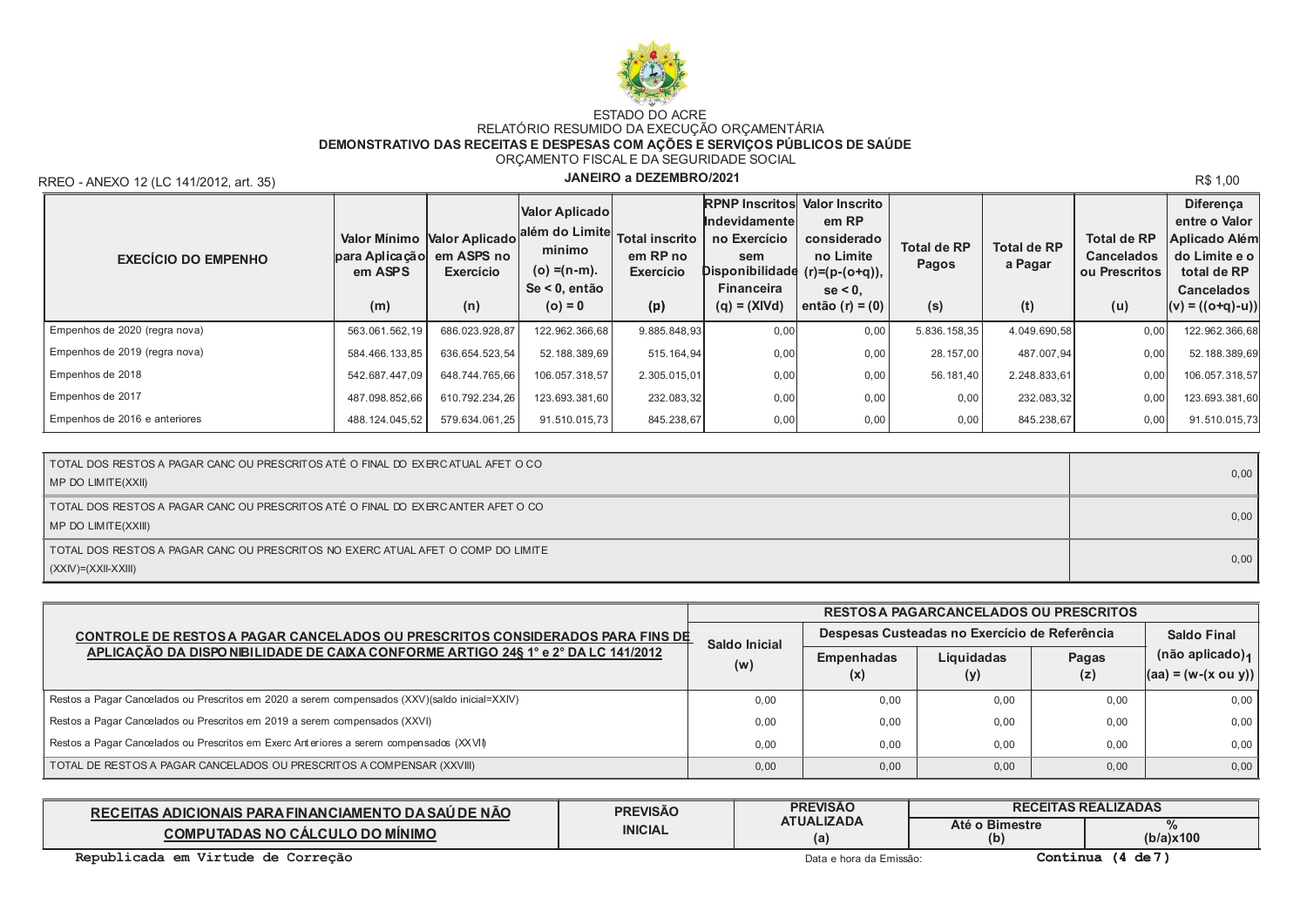ESTADO DO ACRE

RELATÓRIO RESUMIDO DA EXECUÇÃO ORÇAMENTÁRIA

**DEMONSTRATIVO DAS RECEITAS E DESPESAS COM AÇÕES E SERVIÇOS PÚBLICOS DE SAÚDE**

ORÇAMENTO FISCAL E DA SEGURIDADE SOCIAL

**JANEIRO a DEZEMBRO/2021**

RREO - ANEXO 12 (LC 141/2012, art. 35) R$ 1,00

| EXECÍCIO DO EMPENHO | Valor Mínimo para Aplicação em ASPS (m) | Valor Aplicado em ASPS no Exercício (n) | Valor Aplicado além do Limite minimo (o) =(n-m). Se < 0, então (o) = 0 | Total inscrito em RP no Exercício (p) | RPNP Inscritos Indevidamente no Exercício sem Disponibilidade Financeira (q) = (XIVd) | Valor Inscrito em RP considerado no Limite (r)=(p-(o+q)), se < 0, então (r) = (0) | Total de RP Pagos (s) | Total de RP a Pagar (t) | Total de RP Cancelados ou Prescritos (u) | Diferença entre o Valor Aplicado Além do Limite e o total de RP Cancelados (v) = ((o+q)-u)) |
|---|---|---|---|---|---|---|---|---|---|---|
| Empenhos de 2020 (regra nova) | 563.061.562,19 | 686.023.928,87 | 122.962.366,68 | 9.885.848,93 | 0,00 | 0,00 | 5.836.158,35 | 4.049.690,58 | 0,00 | 122.962.366,68 |
| Empenhos de 2019 (regra nova) | 584.466.133,85 | 636.654.523,54 | 52.188.389,69 | 515.164,94 | 0,00 | 0,00 | 28.157,00 | 487.007,94 | 0,00 | 52.188.389,69 |
| Empenhos de 2018 | 542.687.447,09 | 648.744.765,66 | 106.057.318,57 | 2.305.015,01 | 0,00 | 0,00 | 56.181,40 | 2.248.833,61 | 0,00 | 106.057.318,57 |
| Empenhos de 2017 | 487.098.852,66 | 610.792.234,26 | 123.693.381,60 | 232.083,32 | 0,00 | 0,00 | 0,00 | 232.083,32 | 0,00 | 123.693.381,60 |
| Empenhos de 2016 e anteriores | 488.124.045,52 | 579.634.061,25 | 91.510.015,73 | 845.238,67 | 0,00 | 0,00 | 0,00 | 845.238,67 | 0,00 | 91.510.015,73 |

| | |
|---|---|
| TOTAL DOS RESTOS A PAGAR CANC OU PRESCRITOS ATÉ O FINAL DO EXERC ATUAL AFET O CO MP DO LIMITE(XXII) | 0,00 |
| TOTAL DOS RESTOS A PAGAR CANC OU PRESCRITOS ATÉ O FINAL DO EXERC ANTER AFET O CO MP DO LIMITE(XXIII) | 0,00 |
| TOTAL DOS RESTOS A PAGAR CANC OU PRESCRITOS NO EXERC ATUAL AFET O COMP DO LIMITE (XXIV)=(XXII-XXIII) | 0,00 |

| CONTROLE DE RESTOS A PAGAR CANCELADOS OU PRESCRITOS CONSIDERADOS PARA FINS DE APLICAÇÃO DA DISPONIBILIDADE DE CAIXA CONFORME ARTIGO 24§ 1º e 2º DA LC 141/2012 | RESTOS A PAGAR CANCELADOS OU PRESCRITOS | | | | |
|---|---|---|---|---|---|
| | Saldo Inicial (w) | Despesas Custeadas no Exercício de Referência | | | Saldo Final (não aplicado)[1] (aa) = (w-(x ou y)) |
| | | Empenhadas (x) | Liquidadas (y) | Pagas (z) | |
| Restos a Pagar Cancelados ou Prescritos em 2020 a serem compensados (XXV)(saldo inicial=XXIV) | 0,00 | 0,00 | 0,00 | 0,00 | 0,00 |
| Restos a Pagar Cancelados ou Prescritos em 2019 a serem compensados (XXVI) | 0,00 | 0,00 | 0,00 | 0,00 | 0,00 |
| Restos a Pagar Cancelados ou Prescritos em Exerc Anteriores a serem compensados (XXVII) | 0,00 | 0,00 | 0,00 | 0,00 | 0,00 |
| TOTAL DE RESTOS A PAGAR CANCELADOS OU PRESCRITOS A COMPENSAR (XXVIII) | 0,00 | 0,00 | 0,00 | 0,00 | 0,00 |

| RECEITAS ADICIONAIS PARA FINANCIAMENTO DA SAÚDE NÃO COMPUTADAS NO CÁLCULO DO MÍNIMO | PREVISÃO INICIAL | PREVISÃO ATUALIZADA (a) | RECEITAS REALIZADAS | |
|---|---|---|---|---|
| | | | Até o Bimestre (b) | % (b/a)x100 |

**Republicada em Virtude de Correção**

Data e hora da Emissão:

**Continua (4 de 7)**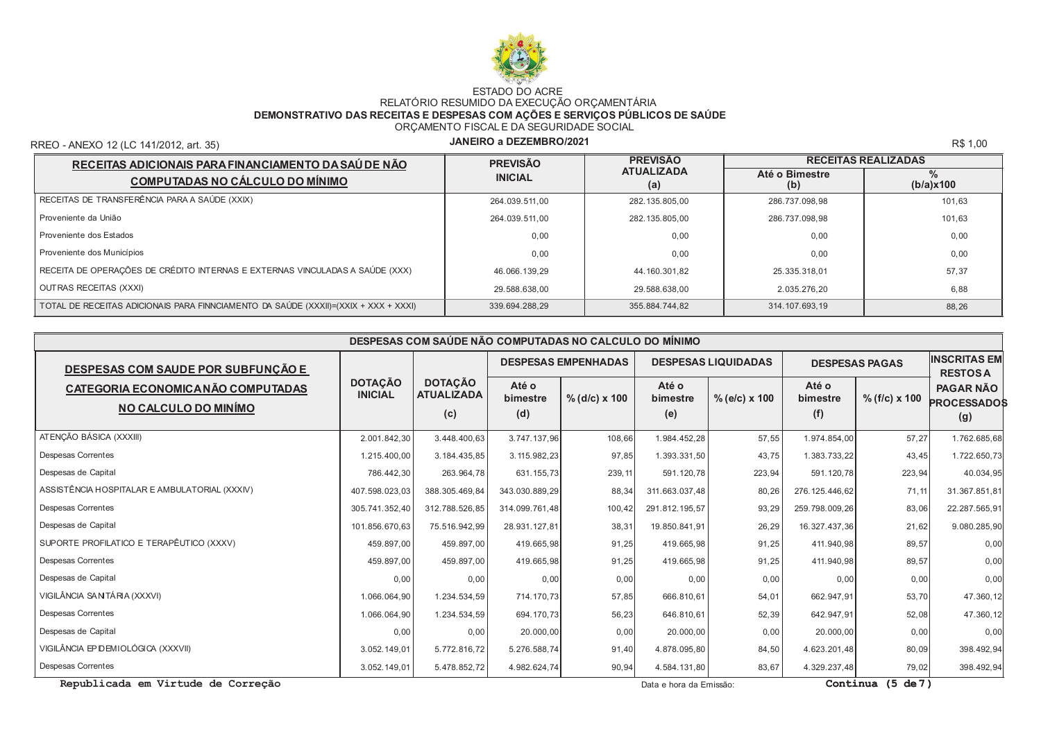ESTADO DO ACRE

RELATÓRIO RESUMIDO DA EXECUÇÃO ORÇAMENTÁRIA

**DEMONSTRATIVO DAS RECEITAS E DESPESAS COM AÇÕES E SERVIÇOS PÚBLICOS DE SAÚDE**

ORÇAMENTO FISCAL E DA SEGURIDADE SOCIAL

RREO - ANEXO 12 (LC 141/2012, art. 35)

**JANEIRO a DEZEMBRO/2021**

R$ 1,00

| RECEITAS ADICIONAIS PARA FINANCIAMENTO DA SAÚDE NÃO COMPUTADAS NO CÁLCULO DO MÍNIMO | PREVISÃO INICIAL | PREVISÃO ATUALIZADA (a) | RECEITAS REALIZADAS | |
|---|---|---|---|---|
| | | | Até o Bimestre (b) | % (b/a)x100 |
| RECEITAS DE TRANSFERÊNCIA PARA A SAÚDE (XXIX) | 264.039.511,00 | 282.135.805,00 | 286.737.098,98 | 101,63 |
| Proveniente da União | 264.039.511,00 | 282.135.805,00 | 286.737.098,98 | 101,63 |
| Proveniente dos Estados | 0,00 | 0,00 | 0,00 | 0,00 |
| Proveniente dos Municípios | 0,00 | 0,00 | 0,00 | 0,00 |
| RECEITA DE OPERAÇÕES DE CRÉDITO INTERNAS E EXTERNAS VINCULADAS A SAÚDE (XXX) | 46.066.139,29 | 44.160.301,82 | 25.335.318,01 | 57,37 |
| OUTRAS RECEITAS (XXXI) | 29.588.638,00 | 29.588.638,00 | 2.035.276,20 | 6,88 |
| TOTAL DE RECEITAS ADICIONAIS PARA FINNCIAMENTO DA SAÚDE (XXXII)=(XXIX + XXX + XXXI) | 339.694.288,29 | 355.884.744,82 | 314.107.693,19 | 88,26 |

**DESPESAS COM SAÚDE NÃO COMPUTADAS NO CALCULO DO MÍNIMO**

| DESPESAS COM SAUDE POR SUBFUNÇÃO E CATEGORIA ECONOMICA NÃO COMPUTADAS NO CALCULO DO MINÍMO | DOTAÇÃO INICIAL | DOTAÇÃO ATUALIZADA (c) | DESPESAS EMPENHADAS | | DESPESAS LIQUIDADAS | | DESPESAS PAGAS | | INSCRITAS EM RESTOS A PAGAR NÃO PROCESSADOS (g) |
|---|---|---|---|---|---|---|---|---|---|
| | | | Até o bimestre (d) | % (d/c) x 100 | Até o bimestre (e) | % (e/c) x 100 | Até o bimestre (f) | % (f/c) x 100 | |
| ATENÇÃO BÁSICA (XXXIII) | 2.001.842,30 | 3.448.400,63 | 3.747.137,96 | 108,66 | 1.984.452,28 | 57,55 | 1.974.854,00 | 57,27 | 1.762.685,68 |
| Despesas Correntes | 1.215.400,00 | 3.184.435,85 | 3.115.982,23 | 97,85 | 1.393.331,50 | 43,75 | 1.383.733,22 | 43,45 | 1.722.650,73 |
| Despesas de Capital | 786.442,30 | 263.964,78 | 631.155,73 | 239,11 | 591.120,78 | 223,94 | 591.120,78 | 223,94 | 40.034,95 |
| ASSISTÊNCIA HOSPITALAR E AMBULATORIAL (XXXIV) | 407.598.023,03 | 388.305.469,84 | 343.030.889,29 | 88,34 | 311.663.037,48 | 80,26 | 276.125.446,62 | 71,11 | 31.367.851,81 |
| Despesas Correntes | 305.741.352,40 | 312.788.526,85 | 314.099.761,48 | 100,42 | 291.812.195,57 | 93,29 | 259.798.009,26 | 83,06 | 22.287.565,91 |
| Despesas de Capital | 101.856.670,63 | 75.516.942,99 | 28.931.127,81 | 38,31 | 19.850.841,91 | 26,29 | 16.327.437,36 | 21,62 | 9.080.285,90 |
| SUPORTE PROFILATICO E TERAPÊUTICO (XXXV) | 459.897,00 | 459.897,00 | 419.665,98 | 91,25 | 419.665,98 | 91,25 | 411.940,98 | 89,57 | 0,00 |
| Despesas Correntes | 459.897,00 | 459.897,00 | 419.665,98 | 91,25 | 419.665,98 | 91,25 | 411.940,98 | 89,57 | 0,00 |
| Despesas de Capital | 0,00 | 0,00 | 0,00 | 0,00 | 0,00 | 0,00 | 0,00 | 0,00 | 0,00 |
| VIGILÂNCIA SANITÁRIA (XXXVI) | 1.066.064,90 | 1.234.534,59 | 714.170,73 | 57,85 | 666.810,61 | 54,01 | 662.947,91 | 53,70 | 47.360,12 |
| Despesas Correntes | 1.066.064,90 | 1.234.534,59 | 694.170,73 | 56,23 | 646.810,61 | 52,39 | 642.947,91 | 52,08 | 47.360,12 |
| Despesas de Capital | 0,00 | 0,00 | 20.000,00 | 0,00 | 20.000,00 | 0,00 | 20.000,00 | 0,00 | 0,00 |
| VIGILÂNCIA EPIDEMIOLÓGICA (XXXVII) | 3.052.149,01 | 5.772.816,72 | 5.276.588,74 | 91,40 | 4.878.095,80 | 84,50 | 4.623.201,48 | 80,09 | 398.492,94 |
| Despesas Correntes | 3.052.149,01 | 5.478.852,72 | 4.982.624,74 | 90,94 | 4.584.131,80 | 83,67 | 4.329.237,48 | 79,02 | 398.492,94 |

**Republicada em Virtude de Correção**

Data e hora da Emissão:

**Continua (5 de 7)**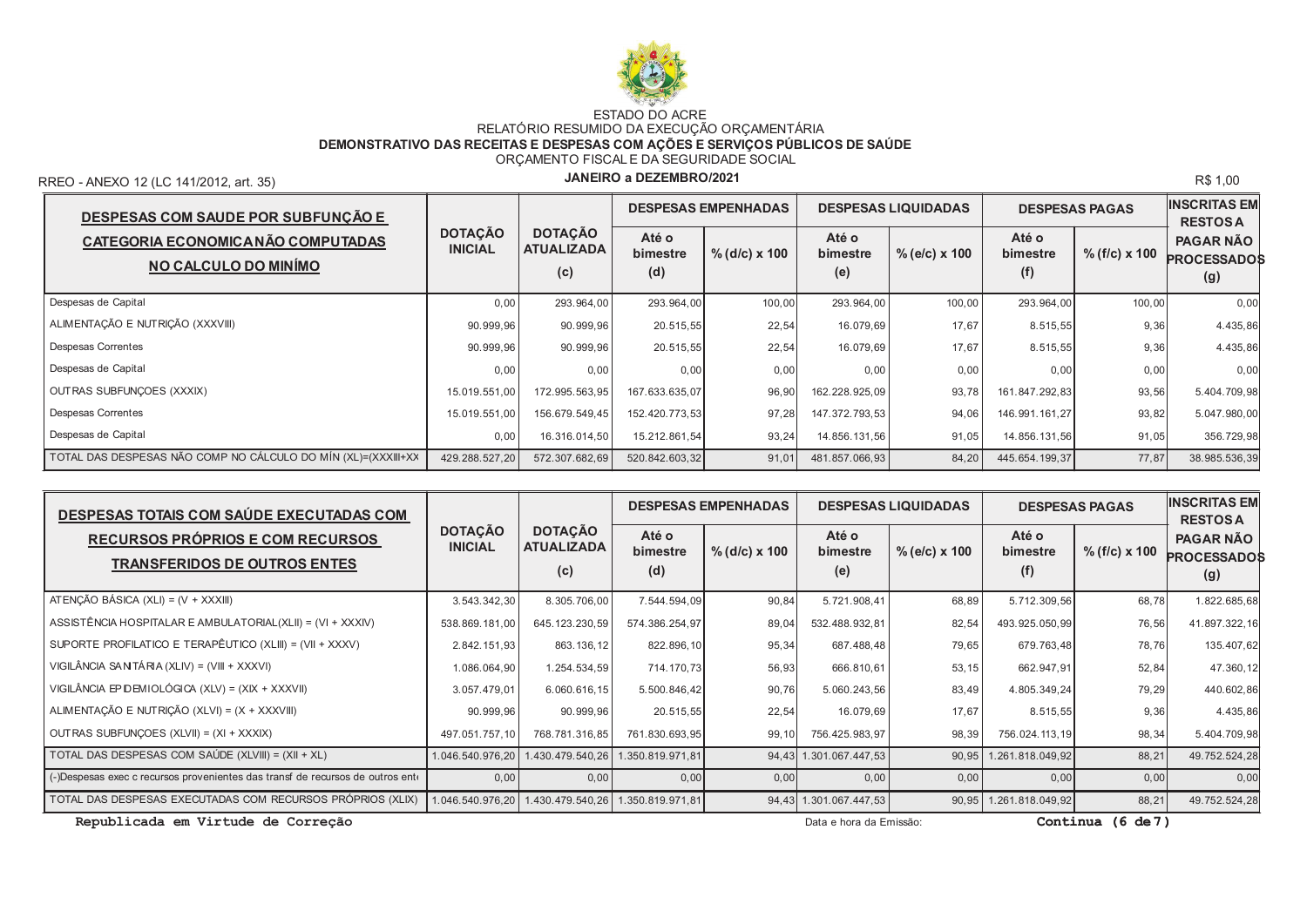ESTADO DO ACRE

RELATÓRIO RESUMIDO DA EXECUÇÃO ORÇAMENTÁRIA

**DEMONSTRATIVO DAS RECEITAS E DESPESAS COM AÇÕES E SERVIÇOS PÚBLICOS DE SAÚDE**

ORÇAMENTO FISCAL E DA SEGURIDADE SOCIAL

RREO - ANEXO 12 (LC 141/2012, art. 35) **JANEIRO a DEZEMBRO/2021** R$ 1,00

| DESPESAS COM SAUDE POR SUBFUNÇÃO E CATEGORIA ECONOMICA NÃO COMPUTADAS NO CALCULO DO MINÍMO | DOTAÇÃO INICIAL | DOTAÇÃO ATUALIZADA (c) | DESPESAS EMPENHADAS | | DESPESAS LIQUIDADAS | | DESPESAS PAGAS | | INSCRITAS EM RESTOS A PAGAR NÃO PROCESSADOS (g) |
|---|---|---|---|---|---|---|---|---|---|
| | | | Até o bimestre (d) | % (d/c) x 100 | Até o bimestre (e) | % (e/c) x 100 | Até o bimestre (f) | % (f/c) x 100 | |
| Despesas de Capital | 0,00 | 293.964,00 | 293.964,00 | 100,00 | 293.964,00 | 100,00 | 293.964,00 | 100,00 | 0,00 |
| ALIMENTAÇÃO E NUTRIÇÃO (XXXVIII) | 90.999,96 | 90.999,96 | 20.515,55 | 22,54 | 16.079,69 | 17,67 | 8.515,55 | 9,36 | 4.435,86 |
| Despesas Correntes | 90.999,96 | 90.999,96 | 20.515,55 | 22,54 | 16.079,69 | 17,67 | 8.515,55 | 9,36 | 4.435,86 |
| Despesas de Capital | 0,00 | 0,00 | 0,00 | 0,00 | 0,00 | 0,00 | 0,00 | 0,00 | 0,00 |
| OUTRAS SUBFUNÇOES (XXXIX) | 15.019.551,00 | 172.995.563,95 | 167.633.635,07 | 96,90 | 162.228.925,09 | 93,78 | 161.847.292,83 | 93,56 | 5.404.709,98 |
| Despesas Correntes | 15.019.551,00 | 156.679.549,45 | 152.420.773,53 | 97,28 | 147.372.793,53 | 94,06 | 146.991.161,27 | 93,82 | 5.047.980,00 |
| Despesas de Capital | 0,00 | 16.316.014,50 | 15.212.861,54 | 93,24 | 14.856.131,56 | 91,05 | 14.856.131,56 | 91,05 | 356.729,98 |
| TOTAL DAS DESPESAS NÃO COMP NO CÁLCULO DO MÍN (XL)=(XXXIII+XX | 429.288.527,20 | 572.307.682,69 | 520.842.603,32 | 91,01 | 481.857.066,93 | 84,20 | 445.654.199,37 | 77,87 | 38.985.536,39 |

| DESPESAS TOTAIS COM SAÚDE EXECUTADAS COM RECURSOS PRÓPRIOS E COM RECURSOS TRANSFERIDOS DE OUTROS ENTES | DOTAÇÃO INICIAL | DOTAÇÃO ATUALIZADA (c) | DESPESAS EMPENHADAS | | DESPESAS LIQUIDADAS | | DESPESAS PAGAS | | INSCRITAS EM RESTOS A PAGAR NÃO PROCESSADOS (g) |
|---|---|---|---|---|---|---|---|---|---|
| | | | Até o bimestre (d) | % (d/c) x 100 | Até o bimestre (e) | % (e/c) x 100 | Até o bimestre (f) | % (f/c) x 100 | |
| ATENÇÃO BÁSICA (XLI) = (V + XXXIII) | 3.543.342,30 | 8.305.706,00 | 7.544.594,09 | 90,84 | 5.721.908,41 | 68,89 | 5.712.309,56 | 68,78 | 1.822.685,68 |
| ASSISTÊNCIA HOSPITALAR E AMBULATORIAL(XLII) = (VI + XXXIV) | 538.869.181,00 | 645.123.230,59 | 574.386.254,97 | 89,04 | 532.488.932,81 | 82,54 | 493.925.050,99 | 76,56 | 41.897.322,16 |
| SUPORTE PROFILATICO E TERAPÊUTICO (XLIII) = (VII + XXXV) | 2.842.151,93 | 863.136,12 | 822.896,10 | 95,34 | 687.488,48 | 79,65 | 679.763,48 | 78,76 | 135.407,62 |
| VIGILÂNCIA SANITÁRIA (XLIV) = (VIII + XXXVI) | 1.086.064,90 | 1.254.534,59 | 714.170,73 | 56,93 | 666.810,61 | 53,15 | 662.947,91 | 52,84 | 47.360,12 |
| VIGILÂNCIA EPIDEMIOLÓGICA (XLV) = (XIX + XXXVII) | 3.057.479,01 | 6.060.616,15 | 5.500.846,42 | 90,76 | 5.060.243,56 | 83,49 | 4.805.349,24 | 79,29 | 440.602,86 |
| ALIMENTAÇÃO E NUTRIÇÃO (XLVI) = (X + XXXVIII) | 90.999,96 | 90.999,96 | 20.515,55 | 22,54 | 16.079,69 | 17,67 | 8.515,55 | 9,36 | 4.435,86 |
| OUTRAS SUBFUNÇOES (XLVII) = (XI + XXXIX) | 497.051.757,10 | 768.781.316,85 | 761.830.693,95 | 99,10 | 756.425.983,97 | 98,39 | 756.024.113,19 | 98,34 | 5.404.709,98 |
| TOTAL DAS DESPESAS COM SAÚDE (XLVIII) = (XII + XL) | 1.046.540.976,20 | 1.430.479.540,26 | 1.350.819.971,81 | 94,43 | 1.301.067.447,53 | 90,95 | 1.261.818.049,92 | 88,21 | 49.752.524,28 |
| (-)Despesas exec c recursos provenientes das transf de recursos de outros ent | 0,00 | 0,00 | 0,00 | 0,00 | 0,00 | 0,00 | 0,00 | 0,00 | 0,00 |
| TOTAL DAS DESPESAS EXECUTADAS COM RECURSOS PRÓPRIOS (XLIX) | 1.046.540.976,20 | 1.430.479.540,26 | 1.350.819.971,81 | 94,43 | 1.301.067.447,53 | 90,95 | 1.261.818.049,92 | 88,21 | 49.752.524,28 |

**Republicada em Virtude de Correção**

Data e hora da Emissão:

**Continua (6 de 7)**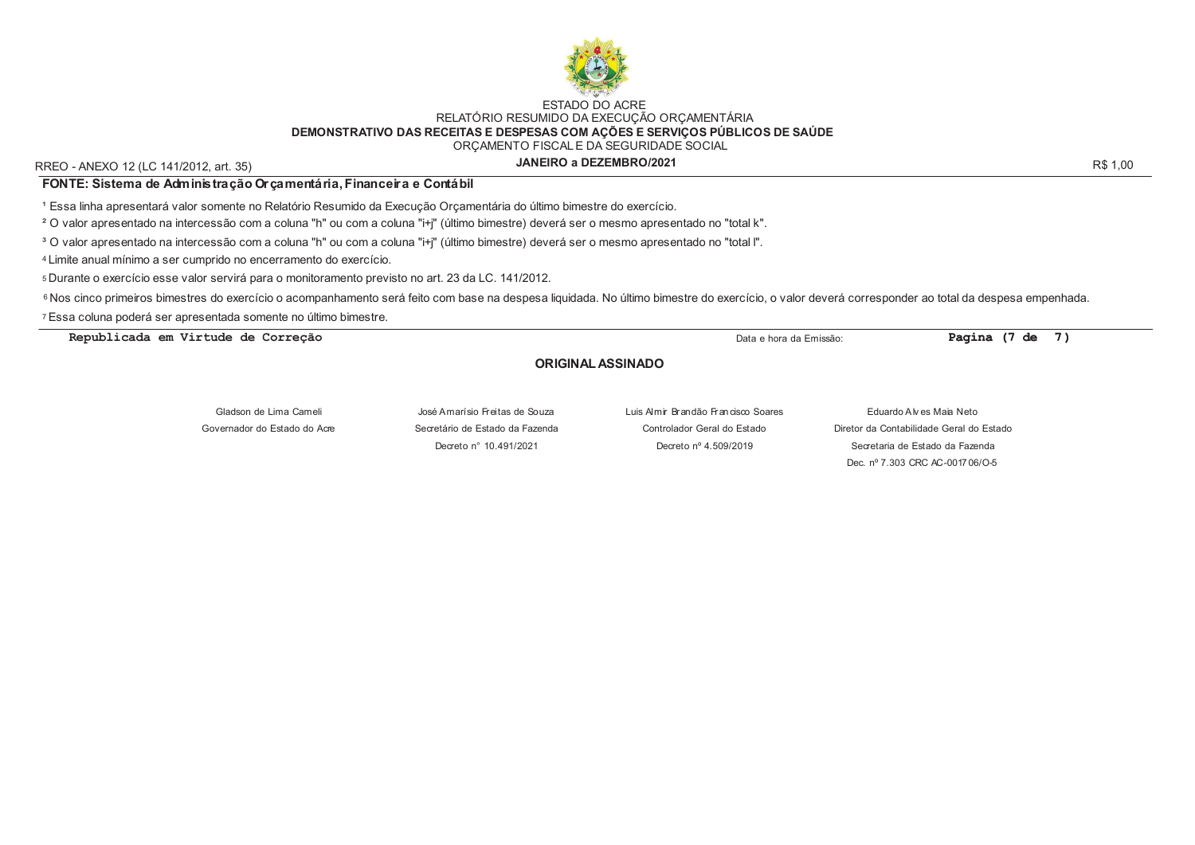ESTADO DO ACRE

RELATÓRIO RESUMIDO DA EXECUÇÃO ORÇAMENTÁRIA

**DEMONSTRATIVO DAS RECEITAS E DESPESAS COM AÇÕES E SERVIÇOS PÚBLICOS DE SAÚDE**

ORÇAMENTO FISCAL E DA SEGURIDADE SOCIAL

RREO - ANEXO 12 (LC 141/2012, art. 35) — **JANEIRO a DEZEMBRO/2021** — R$ 1,00

**FONTE: Sistema de Administração Orçamentária, Financeira e Contábil**

[1] Essa linha apresentará valor somente no Relatório Resumido da Execução Orçamentária do último bimestre do exercício.

[2] O valor apresentado na intercessão com a coluna "h" ou com a coluna "i+j" (último bimestre) deverá ser o mesmo apresentado no "total k".

[3] O valor apresentado na intercessão com a coluna "h" ou com a coluna "i+j" (último bimestre) deverá ser o mesmo apresentado no "total l".

[4] Limite anual mínimo a ser cumprido no encerramento do exercício.

[5] Durante o exercício esse valor servirá para o monitoramento previsto no art. 23 da LC. 141/2012.

[6] Nos cinco primeiros bimestres do exercício o acompanhamento será feito com base na despesa liquidada. No último bimestre do exercício, o valor deverá corresponder ao total da despesa empenhada.

[7] Essa coluna poderá ser apresentada somente no último bimestre.

**Republicada em Virtude de Correção** — Data e hora da Emissão:

**ORIGINAL ASSINADO**

| | | | |
|---|---|---|---|
| Gladson de Lima Cameli | José Amarísio Freitas de Souza | Luis Almir Brandão Francisco Soares | Eduardo Alves Maia Neto |
| Governador do Estado do Acre | Secretário de Estado da Fazenda | Controlador Geral do Estado | Diretor da Contabilidade Geral do Estado |
| | Decreto n° 10.491/2021 | Decreto nº 4.509/2019 | Secretaria de Estado da Fazenda |
| | | | Dec. nº 7.303 CRC AC-001706/O-5 |